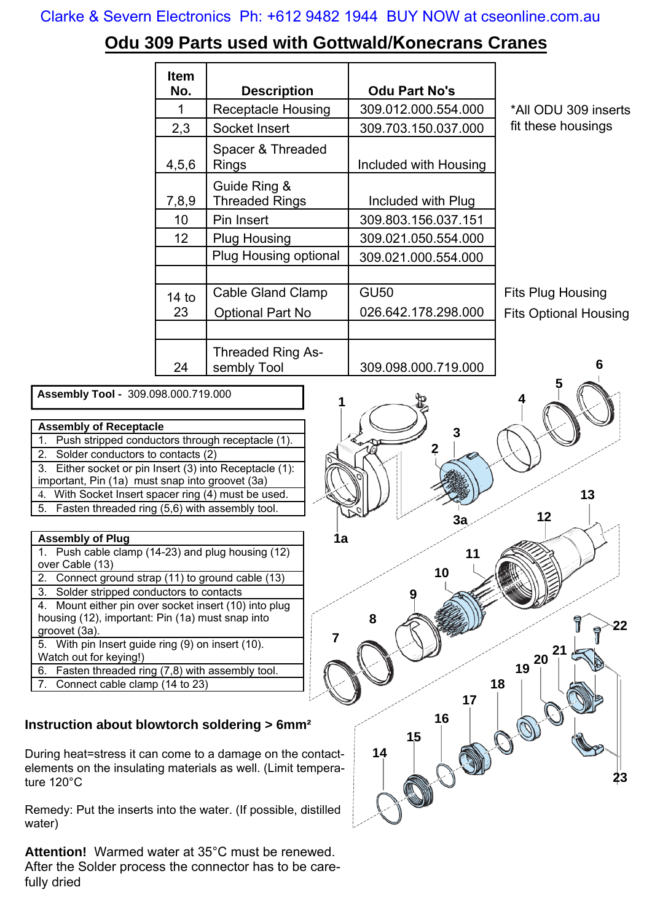Clarke & Severn Electronics Ph: +612 9482 1944 BUY NOW at cseonline.com.au

# Odu 309 Parts used with Gottwald/Konecrans Cranes

| Item No. | Description | Odu Part No's | |
|---|---|---|---|
| 1 | Receptacle Housing | 309.012.000.554.000 | *All ODU 309 inserts fit these housings |
| 2,3 | Socket Insert | 309.703.150.037.000 | |
| 4,5,6 | Spacer & Threaded Rings | Included with Housing | |
| 7,8,9 | Guide Ring & Threaded Rings | Included with Plug | |
| 10 | Pin Insert | 309.803.156.037.151 | |
| 12 | Plug Housing | 309.021.050.554.000 | |
| | Plug Housing optional | 309.021.000.554.000 | |
| | | | |
| 14 to 23 | Cable Gland Clamp | GU50 | Fits Plug Housing |
| | Optional Part No | 026.642.178.298.000 | Fits Optional Housing |
| | | | |
| 24 | Threaded Ring Assembly Tool | 309.098.000.719.000 | |

**Assembly Tool -** 309.098.000.719.000

| Assembly of Receptacle |
|---|
| 1. Push stripped conductors through receptacle (1). |
| 2. Solder conductors to contacts (2) |
| 3. Either socket or pin Insert (3) into Receptacle (1): important, Pin (1a) must snap into groovet (3a) |
| 4. With Socket Insert spacer ring (4) must be used. |
| 5. Fasten threaded ring (5,6) with assembly tool. |

| Assembly of Plug |
|---|
| 1. Push cable clamp (14-23) and plug housing (12) over Cable (13) |
| 2. Connect ground strap (11) to ground cable (13) |
| 3. Solder stripped conductors to contacts |
| 4. Mount either pin over socket insert (10) into plug housing (12), important: Pin (1a) must snap into groovet (3a). |
| 5. With pin Insert guide ring (9) on insert (10). Watch out for keying!) |
| 6. Fasten threaded ring (7,8) with assembly tool. |
| 7. Connect cable clamp (14 to 23) |

### Instruction about blowtorch soldering > 6mm²

During heat=stress it can come to a damage on the contact-elements on the insulating materials as well. (Limit temperature 120°C

Remedy: Put the inserts into the water. (If possible, distilled water)

**Attention!** Warmed water at 35°C must be renewed. After the Solder process the connector has to be carefully dried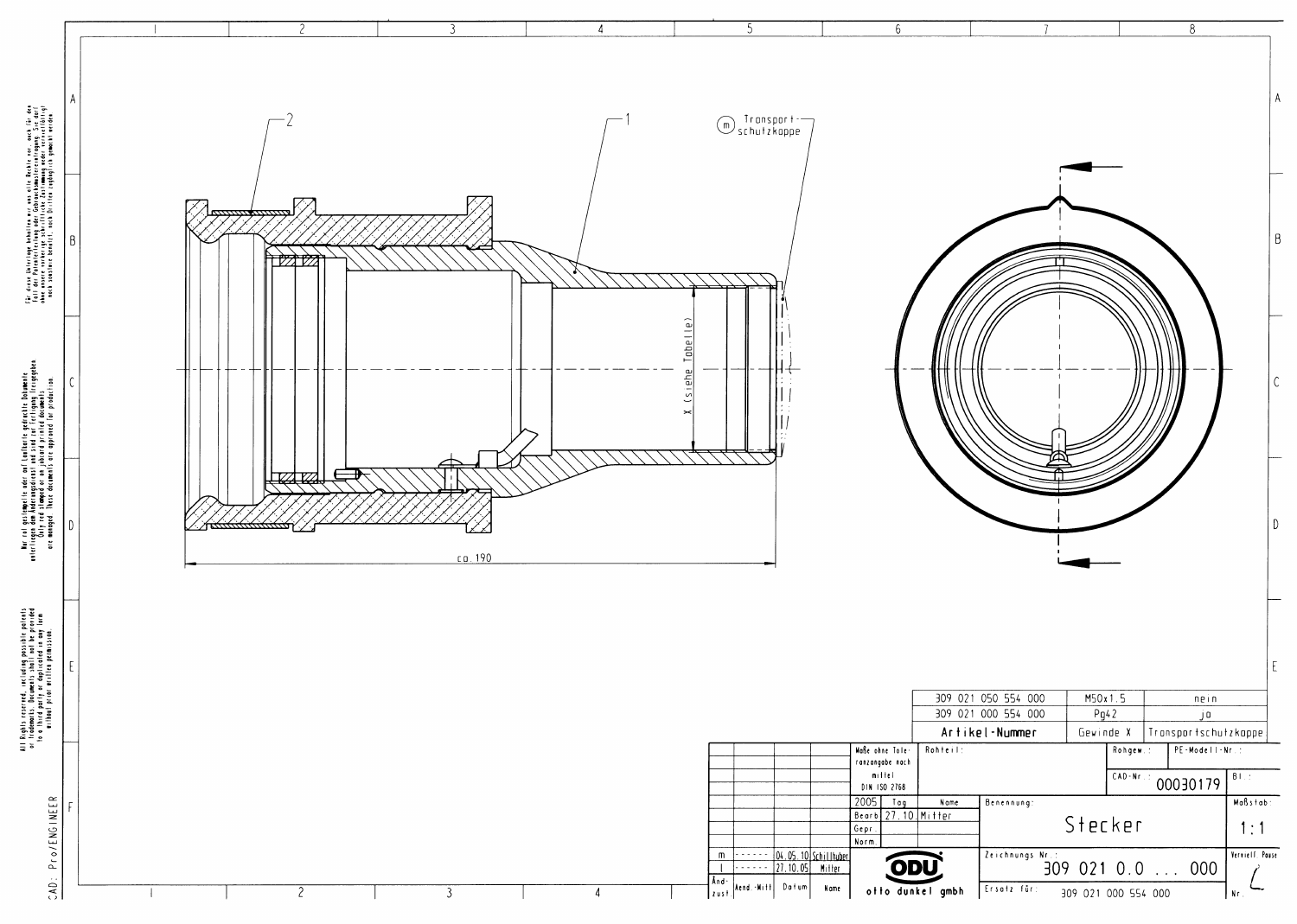2

1

(m) Transport-schutzkappe

X (siehe Tabelle)

ca. 190

| 309 021 050 554 000 | M50x1.5 | nein |
|---|---|---|
| 309 021 000 554 000 | Pg42 | ja |
| **Artikel-Nummer** | Gewinde X | Transportschutzkappe |

| | | | |
|---|---|---|---|
| Maße ohne Toleranzangabe nach mittel DIN ISO 2768 | Rohteil: | Rohgew.: | PE-Modell-Nr.: |
| | | CAD-Nr.: 00030179 | Bl.: |
| 2005 | Tag | Name | Benennung: |
| Bearb. | 27.10. | Mitter | Stecker |
| Gepr. | | | Maßstab: 1:1 |
| Norm | | | |

| Änd.-zust. | Aend.-Mitt. | Datum | Name |
|---|---|---|---|
| m | ------ | 04.05.10 | Schillhuber |
| l | ------ | 27.10.05 | Mitter |

ODU otto dunkel gmbh

Zeichnungs Nr.: 309 021 0.0 ... 000

Ersatz für: 309 021 000 554 000

Vervielf. Pause

Nr.: L

Für diese Unterlage behalten wir uns alle Rechte vor, auch für den Fall der Patenterteilung oder Gebrauchsmustereintragung. Sie darf ohne unsere vorherige schriftliche Zustimmung weder vervielfältigt noch sonstwie benutzt, auch Dritten zugänglich gemacht werden.

Nur rot gestempelte oder auf Jacquard gedruckte Dokumente unterliegen dem Änderungsdienst und sind zur Fertigung freigegeben. Only red stamped or on jakard printed documents are managed. These documents are approved for production.

All Rights reserved, including possible patents or trademarks. Documents shall not be provided to a third party or duplicated in any form without prior written permission.

CAD: Pro/ENGINEER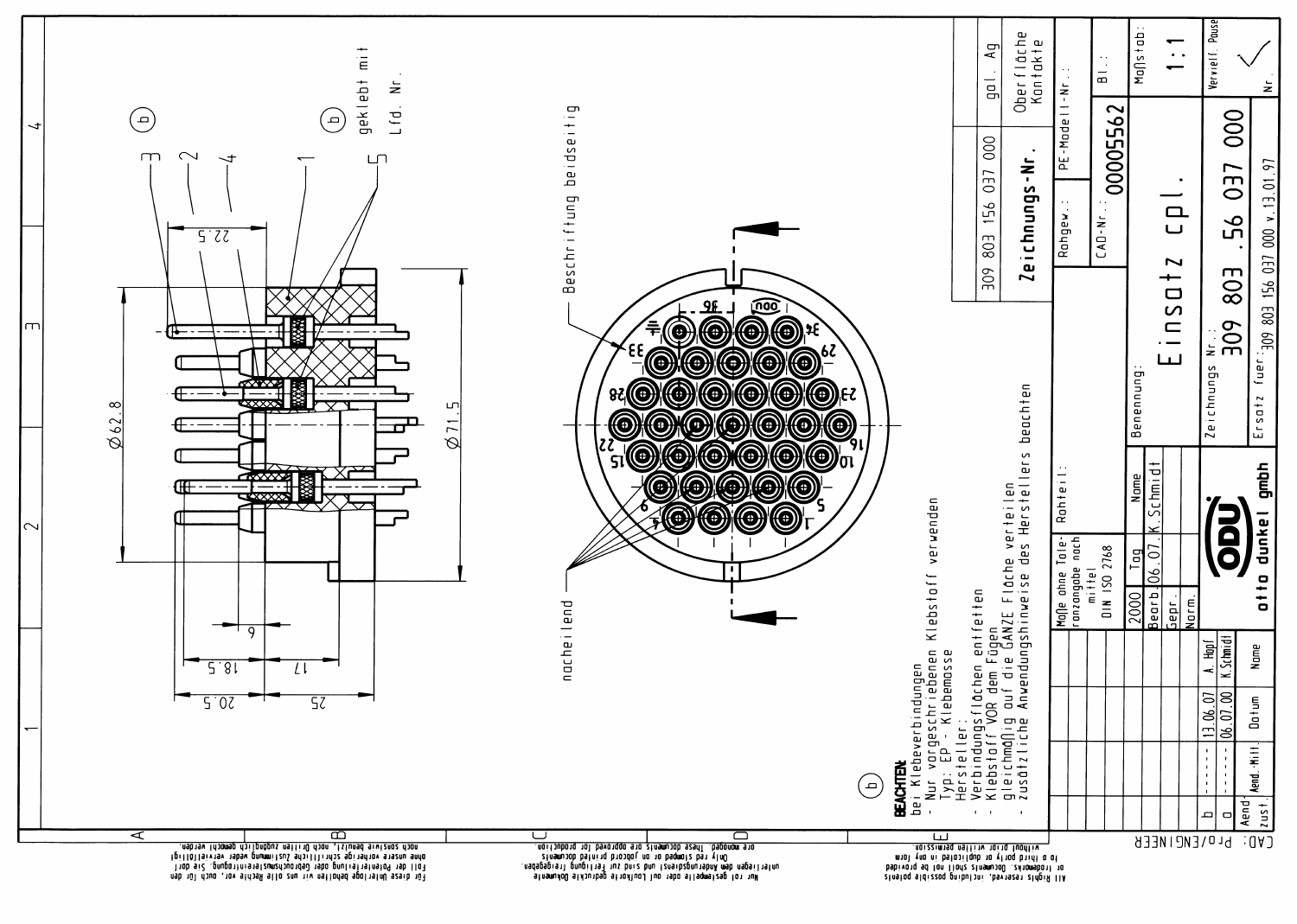**BEACHTEN:**

bei Klebeverbindungen

- Nur vorgeschriebenen Klebstoff verwenden
  Typ: EP - Klebemasse
  Hersteller:
- Verbindungsflächen entfetten
- Klebstoff VOR dem Fügen gleichmäßig auf die GANZE Fläche verteilen
- zusätzliche Anwendungshinweise des Herstellers beachten

Beschriftung beidseitig

nacheilend

geklebt mit Lfd. Nr. 5

Ø62.8

Ø71.5

22.5

18.5

20.5

17

25

9

| | |
|---|---|
| 309 803 156 037 000 | gal. Ag |
| **Zeichnungs-Nr.** | Oberfläche Kontakte |

| | | | |
|---|---|---|---|
| Maße ohne Toleranzangabe nach mittel DIN ISO 2768 | Rohteil: | Rohgew.: | PE-Modell-Nr.: |
| | | CAD-Nr.: 00005562 | Bl.: |
| 2000 Tag / Name | Benennung: | | Maßstab: 1:1 |
| Bearb. 06.07. K.Schmidt | Einsatz cpl. | | |
| Gepr. | | | |
| Norm. | | | |
| ODU otto dunkel gmbh | Zeichnungs Nr.: 309 803 .56 037 000 | | Vervielf. Pause |
| | Ersatz fuer: 309 803 156 037 000 v.13.01.97 | | Nr. |

| Aend zust. | Aend.-Mitt. | Datum | Name |
|---|---|---|---|
| b | ------- | 13.06.07 | A. Hopf |
| a | ------- | 06.07.00 | K.Schmidt |

CAD: Pro/ENGINEER

Für diese Unterlage behalten wir uns alle Rechte vor, auch für den Fall der Patenterteilung oder Gebrauchsmustereintragung. Sie darf ohne unsere vorherige schriftliche Zustimmung weder vervielfältigt, noch sonstwie benutzt, noch Dritten zugänglich gemacht werden.

Nur rot gestempelte oder auf Laufkarte gedruckte Dokumente unterliegen dem Änderungsdienst und sind zur Fertigung freigegeben. Only red stamped or on jobcard printed documents are managed. These documents are approved for production.

All Rights reserved, including possible patents or trademarks. Documents shall not be provided to a third party or duplicated in any form without prior written permission.